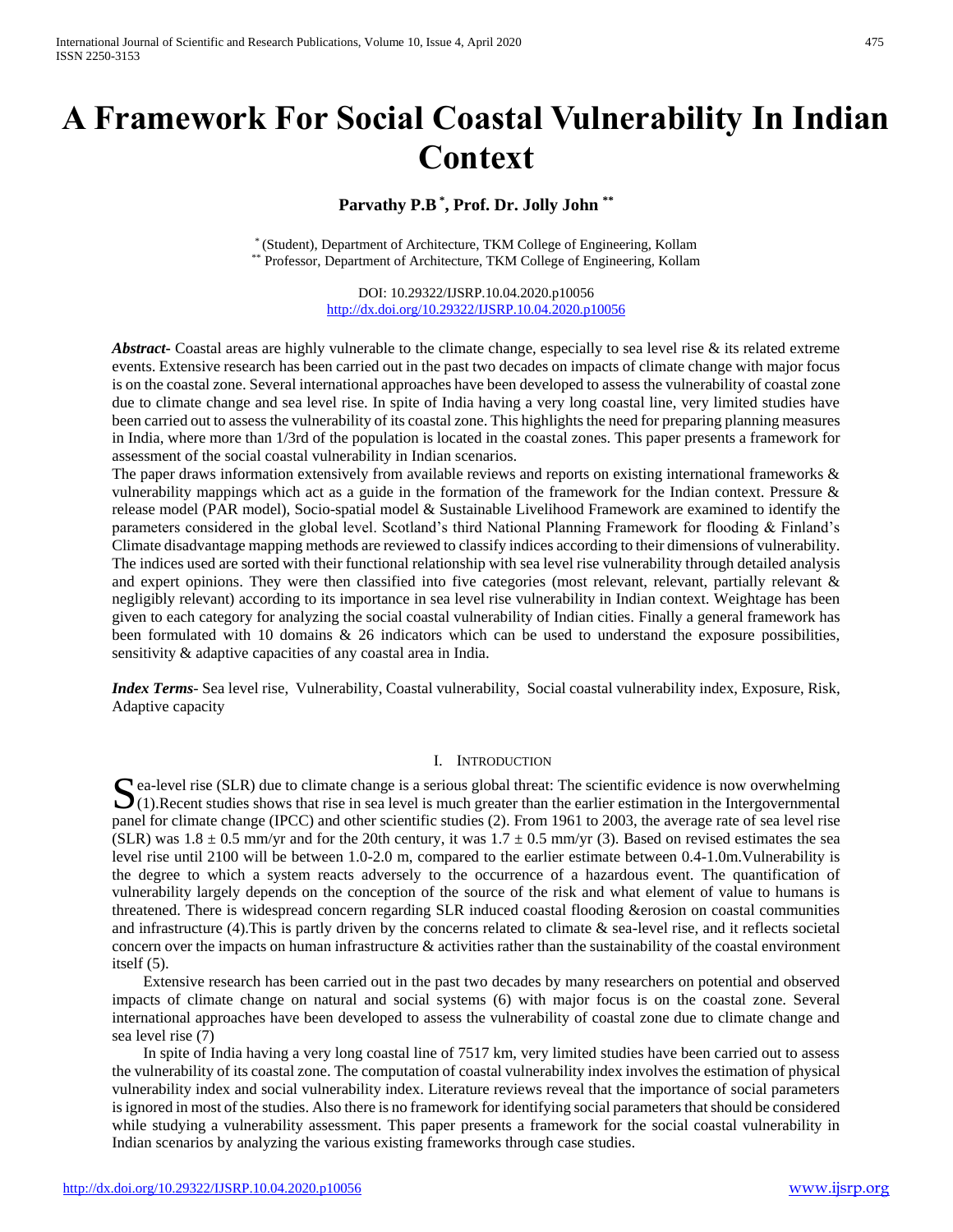# A Framework For Social Coastal Vulnerability In Indian Context

**Parvathy P.B [*], Prof. Dr. Jolly John [**]**

[*] (Student), Department of Architecture, TKM College of Engineering, Kollam
[**] Professor, Department of Architecture, TKM College of Engineering, Kollam

DOI: 10.29322/IJSRP.10.04.2020.p10056
http://dx.doi.org/10.29322/IJSRP.10.04.2020.p10056

***Abstract-*** Coastal areas are highly vulnerable to the climate change, especially to sea level rise & its related extreme events. Extensive research has been carried out in the past two decades on impacts of climate change with major focus is on the coastal zone. Several international approaches have been developed to assess the vulnerability of coastal zone due to climate change and sea level rise. In spite of India having a very long coastal line, very limited studies have been carried out to assess the vulnerability of its coastal zone. This highlights the need for preparing planning measures in India, where more than 1/3rd of the population is located in the coastal zones. This paper presents a framework for assessment of the social coastal vulnerability in Indian scenarios.

The paper draws information extensively from available reviews and reports on existing international frameworks & vulnerability mappings which act as a guide in the formation of the framework for the Indian context. Pressure & release model (PAR model), Socio-spatial model & Sustainable Livelihood Framework are examined to identify the parameters considered in the global level. Scotland's third National Planning Framework for flooding & Finland's Climate disadvantage mapping methods are reviewed to classify indices according to their dimensions of vulnerability. The indices used are sorted with their functional relationship with sea level rise vulnerability through detailed analysis and expert opinions. They were then classified into five categories (most relevant, relevant, partially relevant & negligibly relevant) according to its importance in sea level rise vulnerability in Indian context. Weightage has been given to each category for analyzing the social coastal vulnerability of Indian cities. Finally a general framework has been formulated with 10 domains & 26 indicators which can be used to understand the exposure possibilities, sensitivity & adaptive capacities of any coastal area in India.

***Index Terms-*** Sea level rise, Vulnerability, Coastal vulnerability, Social coastal vulnerability index, Exposure, Risk, Adaptive capacity

## I. Introduction

Sea-level rise (SLR) due to climate change is a serious global threat: The scientific evidence is now overwhelming (1).Recent studies shows that rise in sea level is much greater than the earlier estimation in the Intergovernmental panel for climate change (IPCC) and other scientific studies (2). From 1961 to 2003, the average rate of sea level rise (SLR) was $1.8 \pm 0.5$ mm/yr and for the 20th century, it was $1.7 \pm 0.5$ mm/yr (3). Based on revised estimates the sea level rise until 2100 will be between 1.0-2.0 m, compared to the earlier estimate between 0.4-1.0m.Vulnerability is the degree to which a system reacts adversely to the occurrence of a hazardous event. The quantification of vulnerability largely depends on the conception of the source of the risk and what element of value to humans is threatened. There is widespread concern regarding SLR induced coastal flooding &erosion on coastal communities and infrastructure (4).This is partly driven by the concerns related to climate & sea-level rise, and it reflects societal concern over the impacts on human infrastructure & activities rather than the sustainability of the coastal environment itself (5).

Extensive research has been carried out in the past two decades by many researchers on potential and observed impacts of climate change on natural and social systems (6) with major focus is on the coastal zone. Several international approaches have been developed to assess the vulnerability of coastal zone due to climate change and sea level rise (7)

In spite of India having a very long coastal line of 7517 km, very limited studies have been carried out to assess the vulnerability of its coastal zone. The computation of coastal vulnerability index involves the estimation of physical vulnerability index and social vulnerability index. Literature reviews reveal that the importance of social parameters is ignored in most of the studies. Also there is no framework for identifying social parameters that should be considered while studying a vulnerability assessment. This paper presents a framework for the social coastal vulnerability in Indian scenarios by analyzing the various existing frameworks through case studies.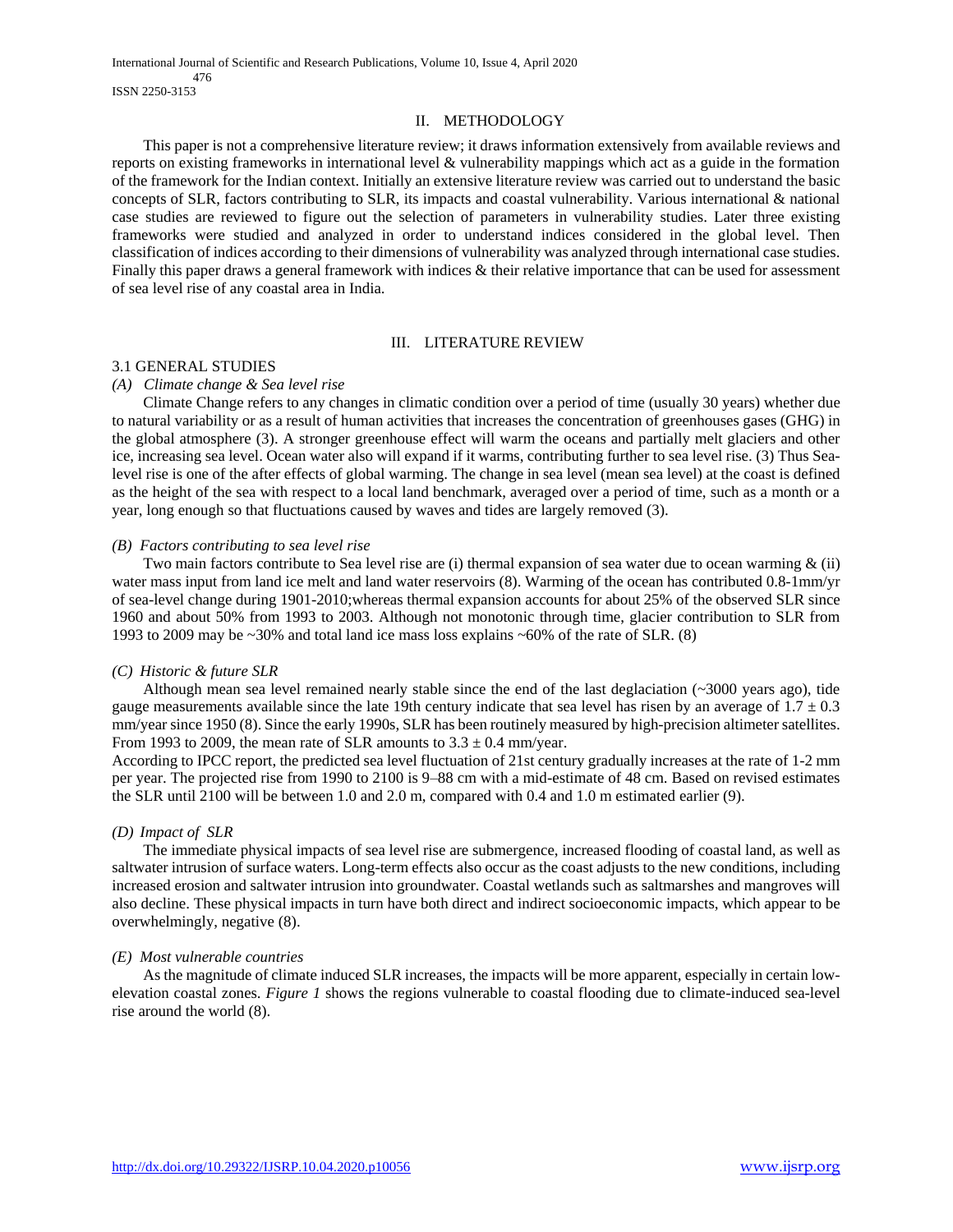## II. METHODOLOGY

This paper is not a comprehensive literature review; it draws information extensively from available reviews and reports on existing frameworks in international level & vulnerability mappings which act as a guide in the formation of the framework for the Indian context. Initially an extensive literature review was carried out to understand the basic concepts of SLR, factors contributing to SLR, its impacts and coastal vulnerability. Various international & national case studies are reviewed to figure out the selection of parameters in vulnerability studies. Later three existing frameworks were studied and analyzed in order to understand indices considered in the global level. Then classification of indices according to their dimensions of vulnerability was analyzed through international case studies. Finally this paper draws a general framework with indices & their relative importance that can be used for assessment of sea level rise of any coastal area in India.

## III. LITERATURE REVIEW

### 3.1 GENERAL STUDIES

*(A) Climate change & Sea level rise*

Climate Change refers to any changes in climatic condition over a period of time (usually 30 years) whether due to natural variability or as a result of human activities that increases the concentration of greenhouses gases (GHG) in the global atmosphere (3). A stronger greenhouse effect will warm the oceans and partially melt glaciers and other ice, increasing sea level. Ocean water also will expand if it warms, contributing further to sea level rise. (3) Thus Sea-level rise is one of the after effects of global warming. The change in sea level (mean sea level) at the coast is defined as the height of the sea with respect to a local land benchmark, averaged over a period of time, such as a month or a year, long enough so that fluctuations caused by waves and tides are largely removed (3).

*(B) Factors contributing to sea level rise*

Two main factors contribute to Sea level rise are (i) thermal expansion of sea water due to ocean warming & (ii) water mass input from land ice melt and land water reservoirs (8). Warming of the ocean has contributed 0.8-1mm/yr of sea-level change during 1901-2010;whereas thermal expansion accounts for about 25% of the observed SLR since 1960 and about 50% from 1993 to 2003. Although not monotonic through time, glacier contribution to SLR from 1993 to 2009 may be ~30% and total land ice mass loss explains ~60% of the rate of SLR. (8)

*(C) Historic & future SLR*

Although mean sea level remained nearly stable since the end of the last deglaciation (~3000 years ago), tide gauge measurements available since the late 19th century indicate that sea level has risen by an average of $1.7 \pm 0.3$ mm/year since 1950 (8). Since the early 1990s, SLR has been routinely measured by high-precision altimeter satellites. From 1993 to 2009, the mean rate of SLR amounts to $3.3 \pm 0.4$ mm/year.

According to IPCC report, the predicted sea level fluctuation of 21st century gradually increases at the rate of 1-2 mm per year. The projected rise from 1990 to 2100 is 9–88 cm with a mid-estimate of 48 cm. Based on revised estimates the SLR until 2100 will be between 1.0 and 2.0 m, compared with 0.4 and 1.0 m estimated earlier (9).

*(D) Impact of SLR*

The immediate physical impacts of sea level rise are submergence, increased flooding of coastal land, as well as saltwater intrusion of surface waters. Long-term effects also occur as the coast adjusts to the new conditions, including increased erosion and saltwater intrusion into groundwater. Coastal wetlands such as saltmarshes and mangroves will also decline. These physical impacts in turn have both direct and indirect socioeconomic impacts, which appear to be overwhelmingly, negative (8).

*(E) Most vulnerable countries*

As the magnitude of climate induced SLR increases, the impacts will be more apparent, especially in certain low-elevation coastal zones. *Figure 1* shows the regions vulnerable to coastal flooding due to climate-induced sea-level rise around the world (8).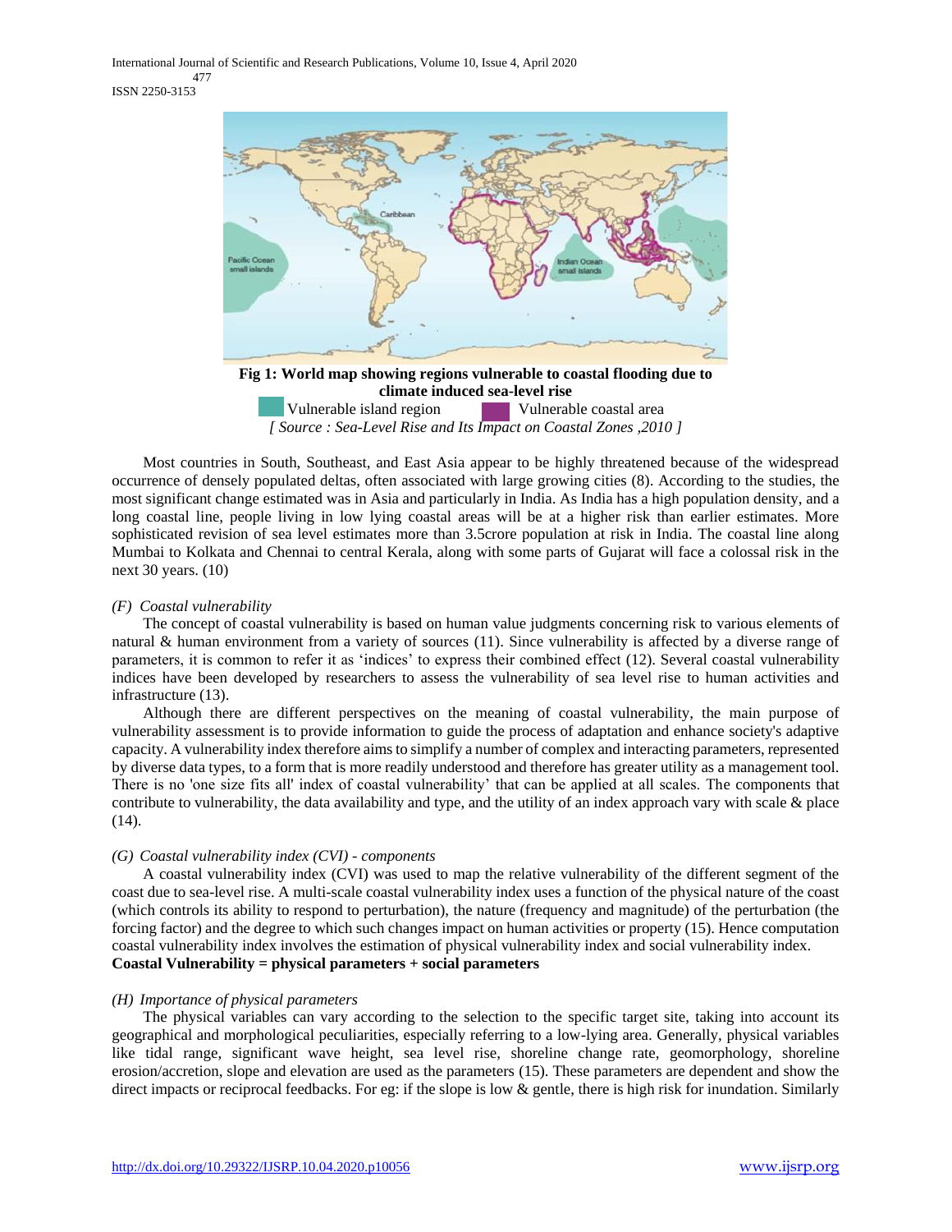**Fig 1: World map showing regions vulnerable to coastal flooding due to climate induced sea-level rise**

Vulnerable island region    Vulnerable coastal area

*[ Source : Sea-Level Rise and Its Impact on Coastal Zones ,2010 ]*

Most countries in South, Southeast, and East Asia appear to be highly threatened because of the widespread occurrence of densely populated deltas, often associated with large growing cities (8). According to the studies, the most significant change estimated was in Asia and particularly in India. As India has a high population density, and a long coastal line, people living in low lying coastal areas will be at a higher risk than earlier estimates. More sophisticated revision of sea level estimates more than 3.5crore population at risk in India. The coastal line along Mumbai to Kolkata and Chennai to central Kerala, along with some parts of Gujarat will face a colossal risk in the next 30 years. (10)

*(F) Coastal vulnerability*

The concept of coastal vulnerability is based on human value judgments concerning risk to various elements of natural & human environment from a variety of sources (11). Since vulnerability is affected by a diverse range of parameters, it is common to refer it as 'indices' to express their combined effect (12). Several coastal vulnerability indices have been developed by researchers to assess the vulnerability of sea level rise to human activities and infrastructure (13).

Although there are different perspectives on the meaning of coastal vulnerability, the main purpose of vulnerability assessment is to provide information to guide the process of adaptation and enhance society's adaptive capacity. A vulnerability index therefore aims to simplify a number of complex and interacting parameters, represented by diverse data types, to a form that is more readily understood and therefore has greater utility as a management tool. There is no 'one size fits all' index of coastal vulnerability' that can be applied at all scales. The components that contribute to vulnerability, the data availability and type, and the utility of an index approach vary with scale & place (14).

*(G) Coastal vulnerability index (CVI) - components*

A coastal vulnerability index (CVI) was used to map the relative vulnerability of the different segment of the coast due to sea-level rise. A multi-scale coastal vulnerability index uses a function of the physical nature of the coast (which controls its ability to respond to perturbation), the nature (frequency and magnitude) of the perturbation (the forcing factor) and the degree to which such changes impact on human activities or property (15). Hence computation coastal vulnerability index involves the estimation of physical vulnerability index and social vulnerability index.

**Coastal Vulnerability = physical parameters + social parameters**

*(H) Importance of physical parameters*

The physical variables can vary according to the selection to the specific target site, taking into account its geographical and morphological peculiarities, especially referring to a low-lying area. Generally, physical variables like tidal range, significant wave height, sea level rise, shoreline change rate, geomorphology, shoreline erosion/accretion, slope and elevation are used as the parameters (15). These parameters are dependent and show the direct impacts or reciprocal feedbacks. For eg: if the slope is low & gentle, there is high risk for inundation. Similarly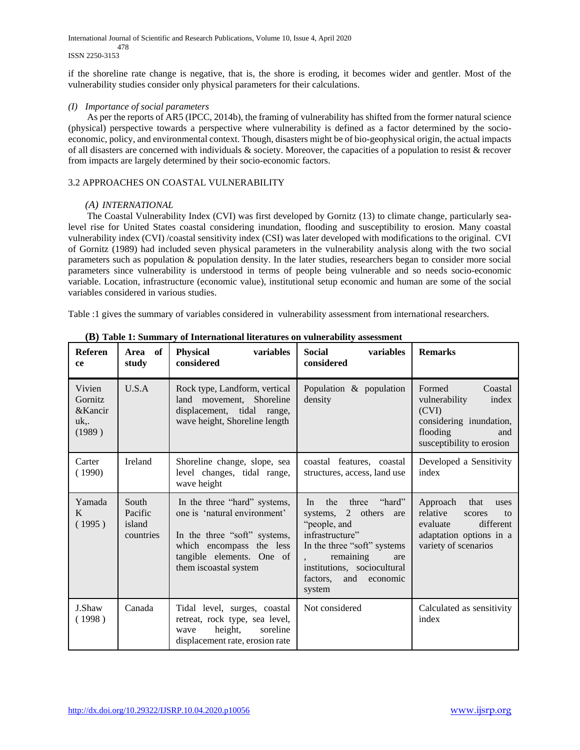if the shoreline rate change is negative, that is, the shore is eroding, it becomes wider and gentler. Most of the vulnerability studies consider only physical parameters for their calculations.

*(I) Importance of social parameters*

As per the reports of AR5 (IPCC, 2014b), the framing of vulnerability has shifted from the former natural science (physical) perspective towards a perspective where vulnerability is defined as a factor determined by the socio-economic, policy, and environmental context. Though, disasters might be of bio-geophysical origin, the actual impacts of all disasters are concerned with individuals & society. Moreover, the capacities of a population to resist & recover from impacts are largely determined by their socio-economic factors.

## 3.2 APPROACHES ON COASTAL VULNERABILITY

*(A) INTERNATIONAL*

The Coastal Vulnerability Index (CVI) was first developed by Gornitz (13) to climate change, particularly sea-level rise for United States coastal considering inundation, flooding and susceptibility to erosion. Many coastal vulnerability index (CVI) /coastal sensitivity index (CSI) was later developed with modifications to the original. CVI of Gornitz (1989) had included seven physical parameters in the vulnerability analysis along with the two social parameters such as population & population density. In the later studies, researchers began to consider more social parameters since vulnerability is understood in terms of people being vulnerable and so needs socio-economic variable. Location, infrastructure (economic value), institutional setup economic and human are some of the social variables considered in various studies.

Table :1 gives the summary of variables considered in vulnerability assessment from international researchers.

**(B) Table 1: Summary of International literatures on vulnerability assessment**

| Reference | Area of study | Physical variables considered | Social variables considered | Remarks |
|---|---|---|---|---|
| Vivien Gornitz &Kanciruk,. (1989 ) | U.S.A | Rock type, Landform, vertical land movement, Shoreline displacement, tidal range, wave height, Shoreline length | Population & population density | Formed Coastal vulnerability index (CVI) considering inundation, flooding and susceptibility to erosion |
| Carter ( 1990) | Ireland | Shoreline change, slope, sea level changes, tidal range, wave height | coastal features, coastal structures, access, land use | Developed a Sensitivity index |
| Yamada K ( 1995 ) | South Pacific island countries | In the three "hard" systems, one is 'natural environment'<br><br>In the three "soft" systems, which encompass the less tangible elements. One of them iscoastal system | In the three "hard" systems, 2 others are "people, and infrastructure"<br>In the three "soft" systems , remaining are institutions, sociocultural factors, and economic system | Approach that uses relative scores to evaluate different adaptation options in a variety of scenarios |
| J.Shaw ( 1998 ) | Canada | Tidal level, surges, coastal retreat, rock type, sea level, wave height, soreline displacement rate, erosion rate | Not considered | Calculated as sensitivity index |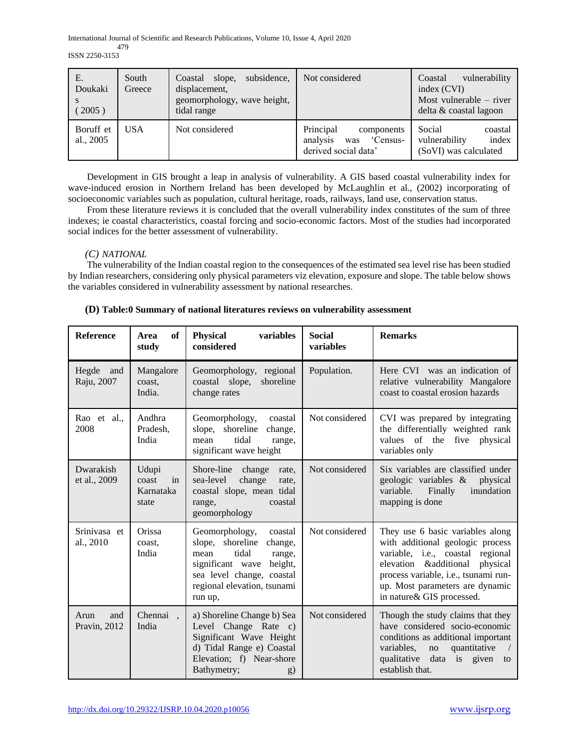| E. Doukakis (2005) | South Greece | Coastal slope, subsidence, displacement, geomorphology, wave height, tidal range | Not considered | Coastal vulnerability index (CVI) Most vulnerable – river delta & coastal lagoon |
|---|---|---|---|---|
| Boruff et al., 2005 | USA | Not considered | Principal components analysis was 'Census-derived social data' | Social coastal vulnerability index (SoVI) was calculated |

Development in GIS brought a leap in analysis of vulnerability. A GIS based coastal vulnerability index for wave-induced erosion in Northern Ireland has been developed by McLaughlin et al., (2002) incorporating of socioeconomic variables such as population, cultural heritage, roads, railways, land use, conservation status.

From these literature reviews it is concluded that the overall vulnerability index constitutes of the sum of three indexes; ie coastal characteristics, coastal forcing and socio-economic factors. Most of the studies had incorporated social indices for the better assessment of vulnerability.

### *(C) NATIONAL*

The vulnerability of the Indian coastal region to the consequences of the estimated sea level rise has been studied by Indian researchers, considering only physical parameters viz elevation, exposure and slope. The table below shows the variables considered in vulnerability assessment by national researches.

**(D) Table:0 Summary of national literatures reviews on vulnerability assessment**

| Reference | Area of study | Physical variables considered | Social variables | Remarks |
|---|---|---|---|---|
| Hegde and Raju, 2007 | Mangalore coast, India. | Geomorphology, regional coastal slope, shoreline change rates | Population. | Here CVI was an indication of relative vulnerability Mangalore coast to coastal erosion hazards |
| Rao et al., 2008 | Andhra Pradesh, India | Geomorphology, coastal slope, shoreline change, mean tidal range, significant wave height | Not considered | CVI was prepared by integrating the differentially weighted rank values of the five physical variables only |
| Dwarakish et al., 2009 | Udupi coast in Karnataka state | Shore-line change rate, sea-level change rate, coastal slope, mean tidal range, coastal geomorphology | Not considered | Six variables are classified under geologic variables & physical variable. Finally inundation mapping is done |
| Srinivasa et al., 2010 | Orissa coast, India | Geomorphology, coastal slope, shoreline change, mean tidal range, significant wave height, sea level change, coastal regional elevation, tsunami run up, | Not considered | They use 6 basic variables along with additional geologic process variable, i.e., coastal regional elevation &additional physical process variable, i.e., tsunami run-up. Most parameters are dynamic in nature& GIS processed. |
| Arun and Pravin, 2012 | Chennai , India | a) Shoreline Change b) Sea Level Change Rate c) Significant Wave Height d) Tidal Range e) Coastal Elevation; f) Near-shore Bathymetry; g) | Not considered | Though the study claims that they have considered socio-economic conditions as additional important variables, no quantitative / qualitative data is given to establish that. |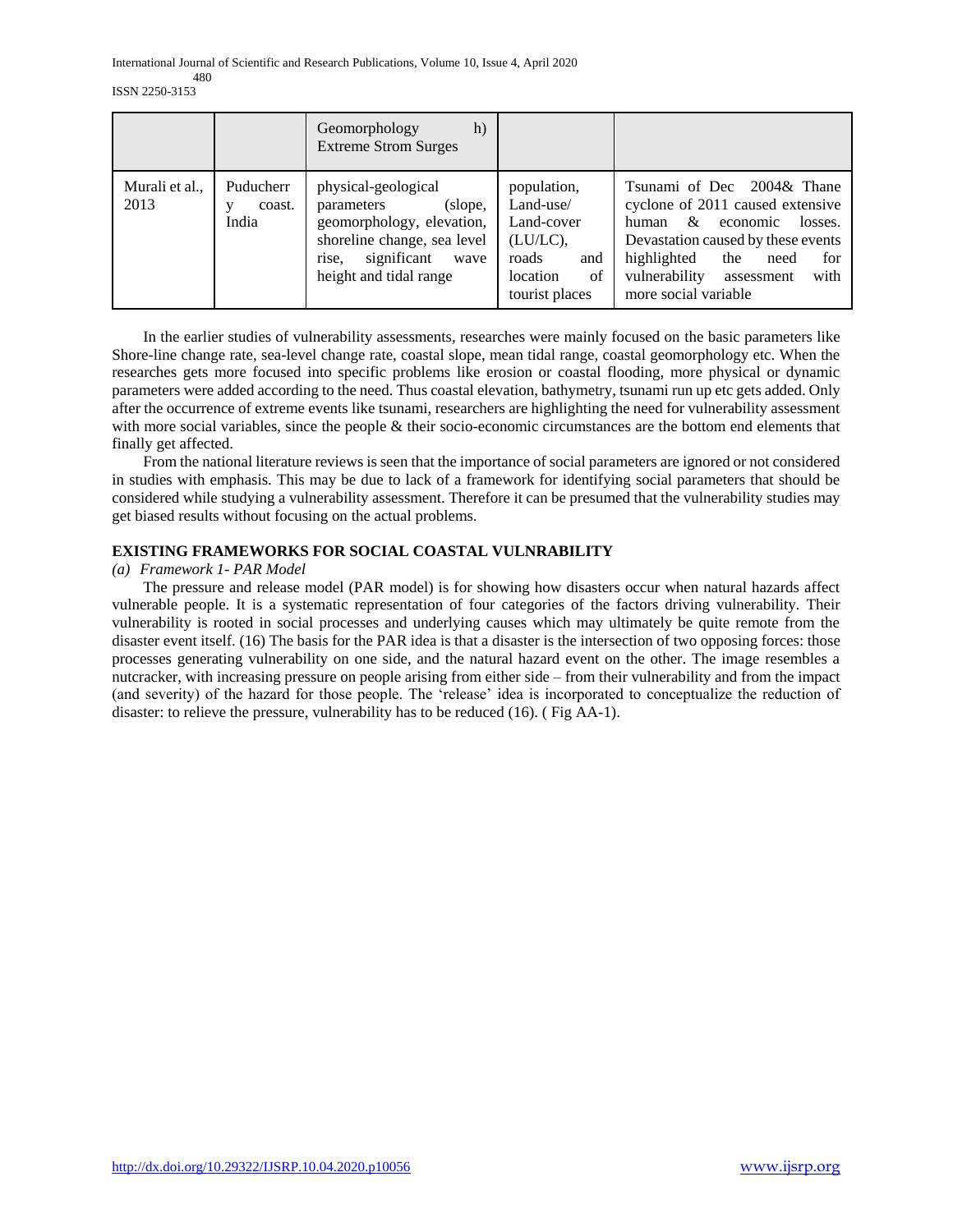|  |  | Geomorphology h) Extreme Strom Surges |  |  |
| --- | --- | --- | --- | --- |
| Murali et al., 2013 | Puducherry coast. India | physical-geological parameters (slope, geomorphology, elevation, shoreline change, sea level rise, significant wave height and tidal range | population, Land-use/ Land-cover (LU/LC), roads and location of tourist places | Tsunami of Dec 2004& Thane cyclone of 2011 caused extensive human & economic losses. Devastation caused by these events highlighted the need for vulnerability assessment with more social variable |

In the earlier studies of vulnerability assessments, researches were mainly focused on the basic parameters like Shore-line change rate, sea-level change rate, coastal slope, mean tidal range, coastal geomorphology etc. When the researches gets more focused into specific problems like erosion or coastal flooding, more physical or dynamic parameters were added according to the need. Thus coastal elevation, bathymetry, tsunami run up etc gets added. Only after the occurrence of extreme events like tsunami, researchers are highlighting the need for vulnerability assessment with more social variables, since the people & their socio-economic circumstances are the bottom end elements that finally get affected.

From the national literature reviews is seen that the importance of social parameters are ignored or not considered in studies with emphasis. This may be due to lack of a framework for identifying social parameters that should be considered while studying a vulnerability assessment. Therefore it can be presumed that the vulnerability studies may get biased results without focusing on the actual problems.

## EXISTING FRAMEWORKS FOR SOCIAL COASTAL VULNRABILITY

*(a) Framework 1- PAR Model*

The pressure and release model (PAR model) is for showing how disasters occur when natural hazards affect vulnerable people. It is a systematic representation of four categories of the factors driving vulnerability. Their vulnerability is rooted in social processes and underlying causes which may ultimately be quite remote from the disaster event itself. (16) The basis for the PAR idea is that a disaster is the intersection of two opposing forces: those processes generating vulnerability on one side, and the natural hazard event on the other. The image resembles a nutcracker, with increasing pressure on people arising from either side – from their vulnerability and from the impact (and severity) of the hazard for those people. The 'release' idea is incorporated to conceptualize the reduction of disaster: to relieve the pressure, vulnerability has to be reduced (16). ( Fig AA-1).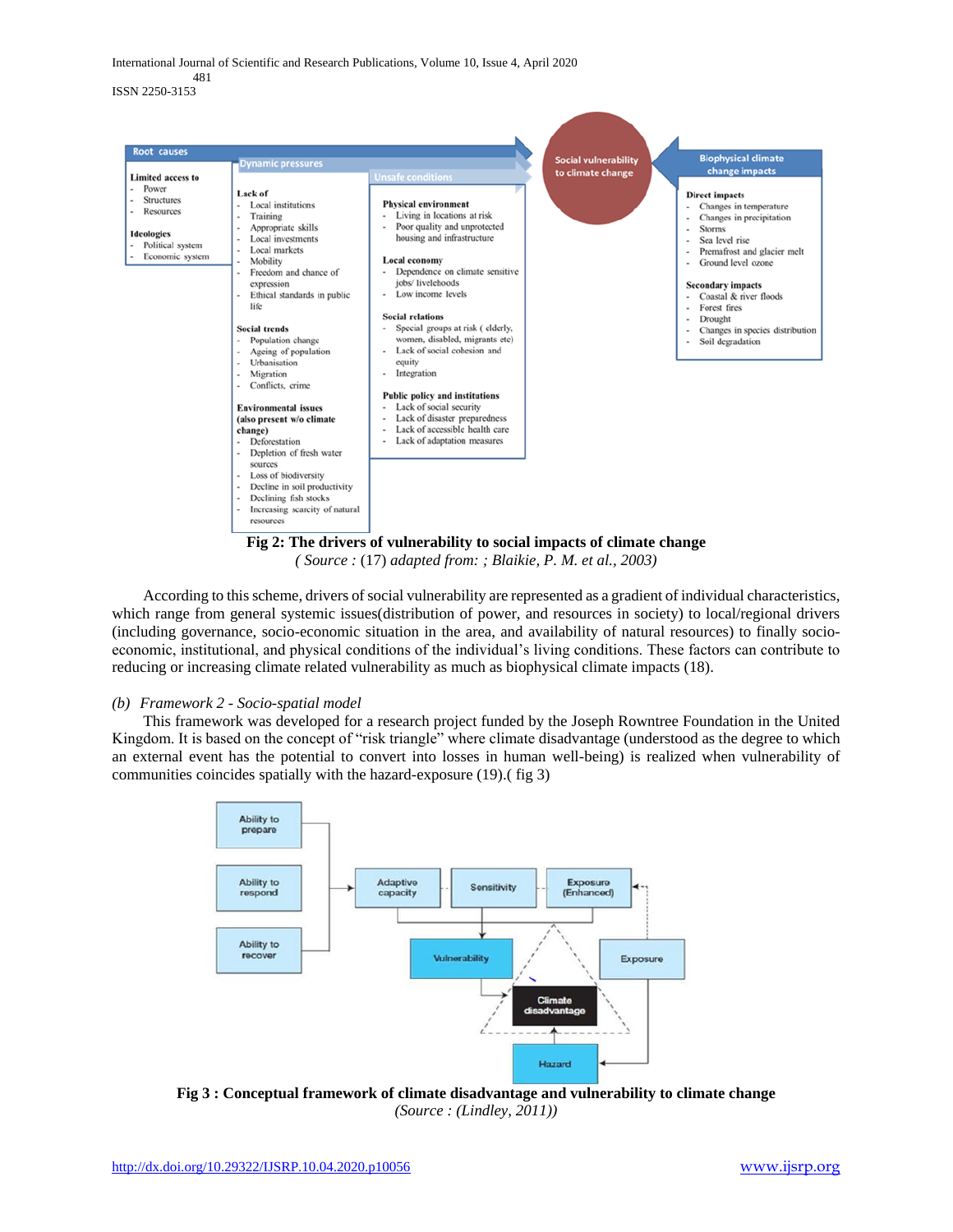Root causes

**Limited access to**
- Power
- Structures
- Resources

**Ideologies**
- Political system
- Economic system

Dynamic pressures

**Lack of**
- Local institutions
- Training
- Appropriate skills
- Local investments
- Local markets
- Mobility
- Freedom and chance of expression
- Ethical standards in public life

**Social trends**
- Population change
- Ageing of population
- Urbanisation
- Migration
- Conflicts, crime

**Environmental issues (also present w/o climate change)**
- Deforestation
- Depletion of fresh water sources
- Loss of biodiversity
- Decline in soil productivity
- Declining fish stocks
- Increasing scarcity of natural resources

Unsafe conditions

**Physical environment**
- Living in locations at risk
- Poor quality and unprotected housing and infrastructure

**Local economy**
- Dependence on climate sensitive jobs/ livelihoods
- Low income levels

**Social relations**
- Special groups at risk ( elderly, women, disabled, migrants etc)
- Lack of social cohesion and equity
- Integration

**Public policy and institutions**
- Lack of social security
- Lack of disaster preparedness
- Lack of accessible health care
- Lack of adaptation measures

Social vulnerability to climate change

Biophysical climate change impacts

**Direct impacts**
- Changes in temperature
- Changes in precipitation
- Storms
- Sea level rise
- Premafrost and glacier melt
- Ground level ozone

**Secondary impacts**
- Coastal & river floods
- Forest fires
- Drought
- Changes in species distribution
- Soil degradation

**Fig 2: The drivers of vulnerability to social impacts of climate change**
*( Source :* (17) *adapted from: ; Blaikie, P. M. et al., 2003)*

According to this scheme, drivers of social vulnerability are represented as a gradient of individual characteristics, which range from general systemic issues(distribution of power, and resources in society) to local/regional drivers (including governance, socio-economic situation in the area, and availability of natural resources) to finally socio-economic, institutional, and physical conditions of the individual's living conditions. These factors can contribute to reducing or increasing climate related vulnerability as much as biophysical climate impacts (18).

*(b) Framework 2 - Socio-spatial model*

This framework was developed for a research project funded by the Joseph Rowntree Foundation in the United Kingdom. It is based on the concept of "risk triangle" where climate disadvantage (understood as the degree to which an external event has the potential to convert into losses in human well-being) is realized when vulnerability of communities coincides spatially with the hazard-exposure (19).( fig 3)

Ability to prepare — Ability to respond — Ability to recover → Adaptive capacity — Sensitivity — Exposure (Enhanced) → Vulnerability; Exposure; Hazard → Climate disadvantage

**Fig 3 : Conceptual framework of climate disadvantage and vulnerability to climate change**
*(Source : (Lindley, 2011))*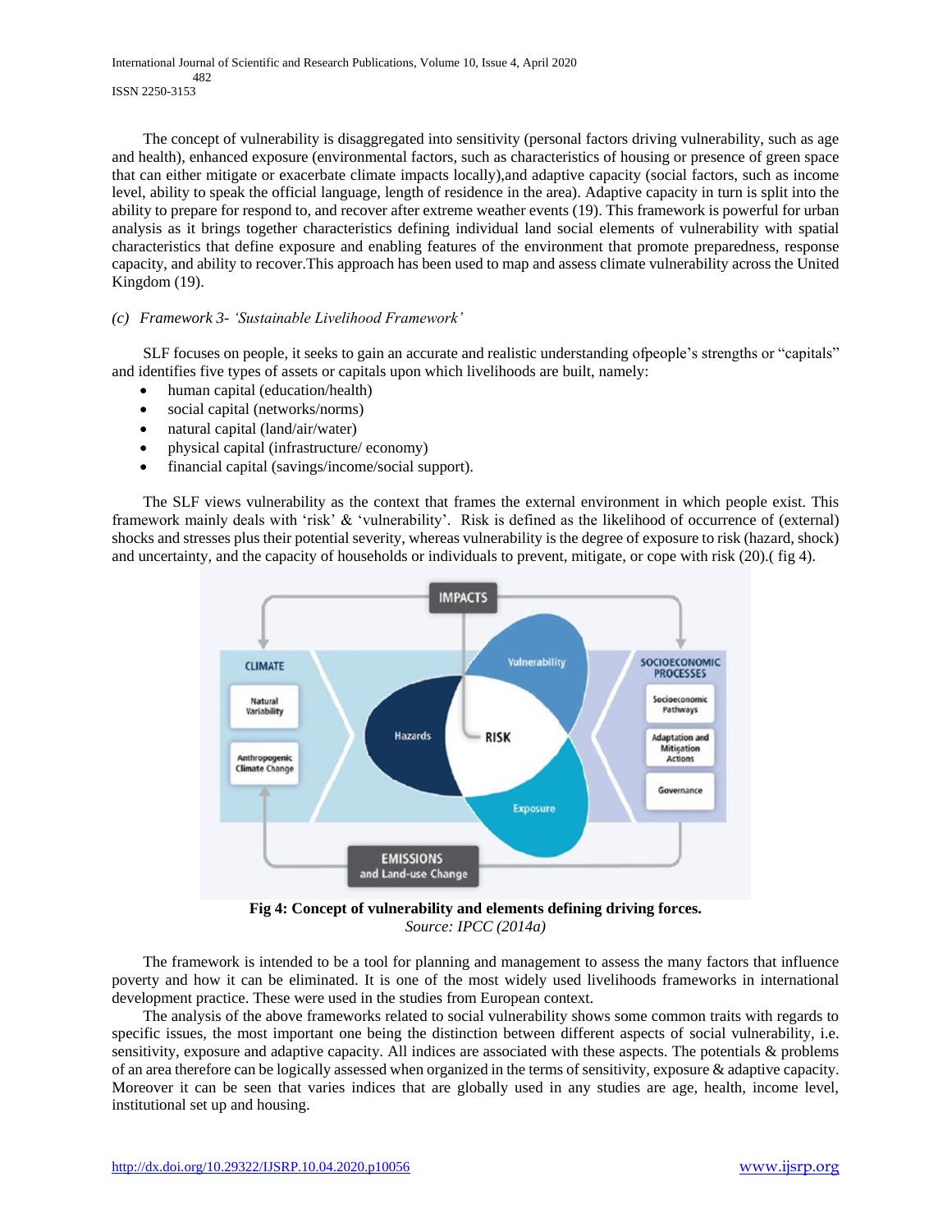The concept of vulnerability is disaggregated into sensitivity (personal factors driving vulnerability, such as age and health), enhanced exposure (environmental factors, such as characteristics of housing or presence of green space that can either mitigate or exacerbate climate impacts locally),and adaptive capacity (social factors, such as income level, ability to speak the official language, length of residence in the area). Adaptive capacity in turn is split into the ability to prepare for respond to, and recover after extreme weather events (19). This framework is powerful for urban analysis as it brings together characteristics defining individual land social elements of vulnerability with spatial characteristics that define exposure and enabling features of the environment that promote preparedness, response capacity, and ability to recover.This approach has been used to map and assess climate vulnerability across the United Kingdom (19).

*(c) Framework 3- 'Sustainable Livelihood Framework'*

SLF focuses on people, it seeks to gain an accurate and realistic understanding ofpeople's strengths or "capitals" and identifies five types of assets or capitals upon which livelihoods are built, namely:

- human capital (education/health)
- social capital (networks/norms)
- natural capital (land/air/water)
- physical capital (infrastructure/ economy)
- financial capital (savings/income/social support).

The SLF views vulnerability as the context that frames the external environment in which people exist. This framework mainly deals with 'risk' & 'vulnerability'. Risk is defined as the likelihood of occurrence of (external) shocks and stresses plus their potential severity, whereas vulnerability is the degree of exposure to risk (hazard, shock) and uncertainty, and the capacity of households or individuals to prevent, mitigate, or cope with risk (20).( fig 4).

**Fig 4: Concept of vulnerability and elements defining driving forces.**
*Source: IPCC (2014a)*

The framework is intended to be a tool for planning and management to assess the many factors that influence poverty and how it can be eliminated. It is one of the most widely used livelihoods frameworks in international development practice. These were used in the studies from European context.

The analysis of the above frameworks related to social vulnerability shows some common traits with regards to specific issues, the most important one being the distinction between different aspects of social vulnerability, i.e. sensitivity, exposure and adaptive capacity. All indices are associated with these aspects. The potentials & problems of an area therefore can be logically assessed when organized in the terms of sensitivity, exposure & adaptive capacity. Moreover it can be seen that varies indices that are globally used in any studies are age, health, income level, institutional set up and housing.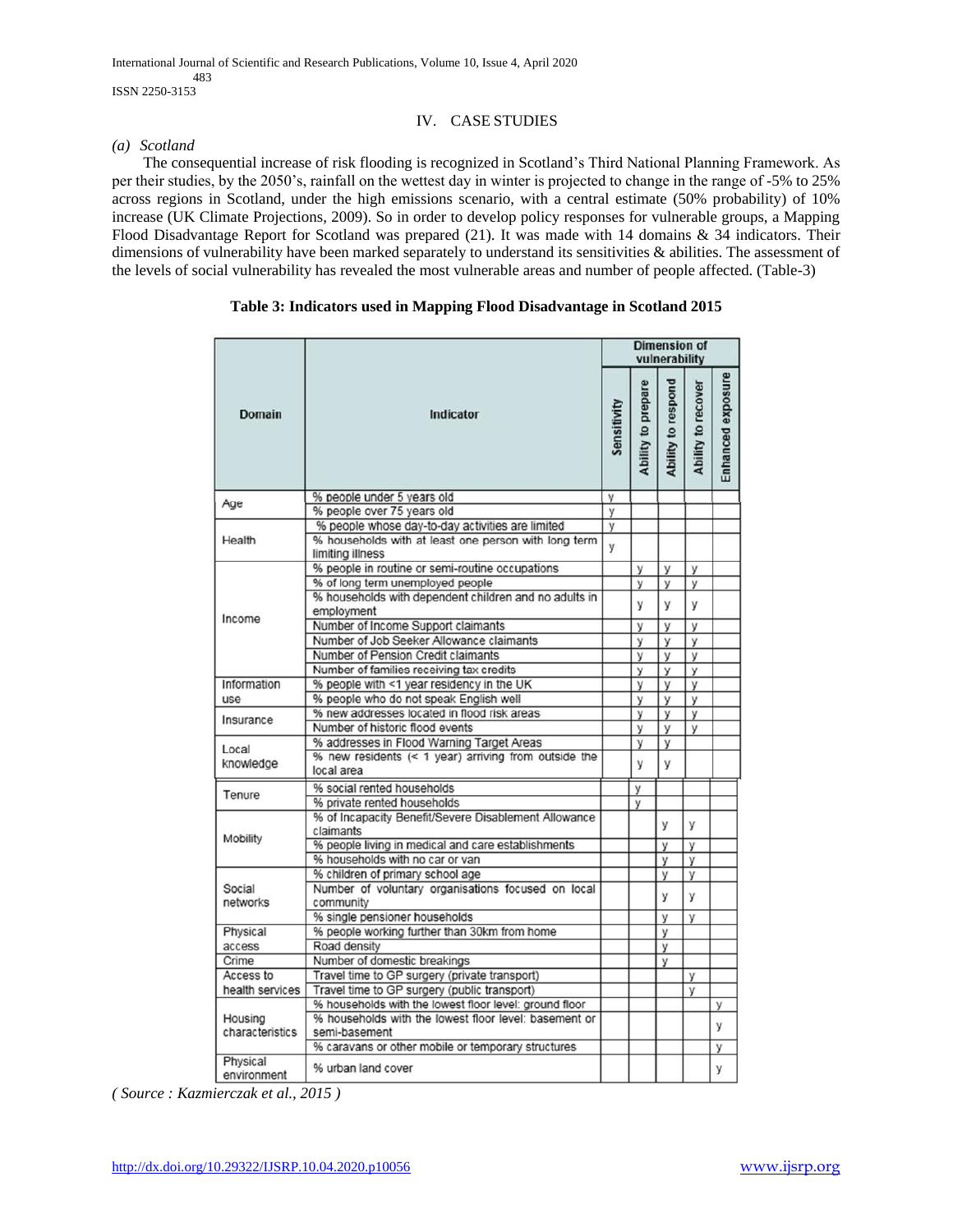## IV. CASE STUDIES

### *(a) Scotland*

The consequential increase of risk flooding is recognized in Scotland's Third National Planning Framework. As per their studies, by the 2050's, rainfall on the wettest day in winter is projected to change in the range of -5% to 25% across regions in Scotland, under the high emissions scenario, with a central estimate (50% probability) of 10% increase (UK Climate Projections, 2009). So in order to develop policy responses for vulnerable groups, a Mapping Flood Disadvantage Report for Scotland was prepared (21). It was made with 14 domains & 34 indicators. Their dimensions of vulnerability have been marked separately to understand its sensitivities & abilities. The assessment of the levels of social vulnerability has revealed the most vulnerable areas and number of people affected. (Table-3)

**Table 3: Indicators used in Mapping Flood Disadvantage in Scotland 2015**

| Domain | Indicator | Dimension of vulnerability | | | | |
|---|---|---|---|---|---|---|
| | | Sensitivity | Ability to prepare | Ability to respond | Ability to recover | Enhanced exposure |
| Age | % people under 5 years old | y | | | | |
| | % people over 75 years old | y | | | | |
| Health | % people whose day-to-day activities are limited | y | | | | |
| | % households with at least one person with long term limiting illness | y | | | | |
| Income | % people in routine or semi-routine occupations | | y | y | y | |
| | % of long term unemployed people | | y | y | y | |
| | % households with dependent children and no adults in employment | | y | y | y | |
| | Number of Income Support claimants | | y | y | y | |
| | Number of Job Seeker Allowance claimants | | y | y | y | |
| | Number of Pension Credit claimants | | y | y | y | |
| | Number of families receiving tax credits | | y | y | y | |
| Information use | % people with <1 year residency in the UK | | y | y | y | |
| | % people who do not speak English well | | y | y | y | |
| Insurance | % new addresses located in flood risk areas | | y | y | y | |
| | Number of historic flood events | | y | y | y | |
| Local knowledge | % addresses in Flood Warning Target Areas | | y | y | | |
| | % new residents (< 1 year) arriving from outside the local area | | y | y | | |
| Tenure | % social rented households | | y | | | |
| | % private rented households | | y | | | |
| Mobility | % of Incapacity Benefit/Severe Disablement Allowance claimants | | | y | y | |
| | % people living in medical and care establishments | | | y | y | |
| | % households with no car or van | | | y | y | |
| Social networks | % children of primary school age | | | y | y | |
| | Number of voluntary organisations focused on local community | | | y | y | |
| | % single pensioner households | | | y | y | |
| Physical access | % people working further than 30km from home | | | y | | |
| | Road density | | | y | | |
| Crime | Number of domestic breakings | | | y | | |
| Access to health services | Travel time to GP surgery (private transport) | | | | y | |
| | Travel time to GP surgery (public transport) | | | | y | |
| Housing characteristics | % households with the lowest floor level: ground floor | | | | | y |
| | % households with the lowest floor level: basement or semi-basement | | | | | y |
| | % caravans or other mobile or temporary structures | | | | | y |
| Physical environment | % urban land cover | | | | | y |

*( Source : Kazmierczak et al., 2015 )*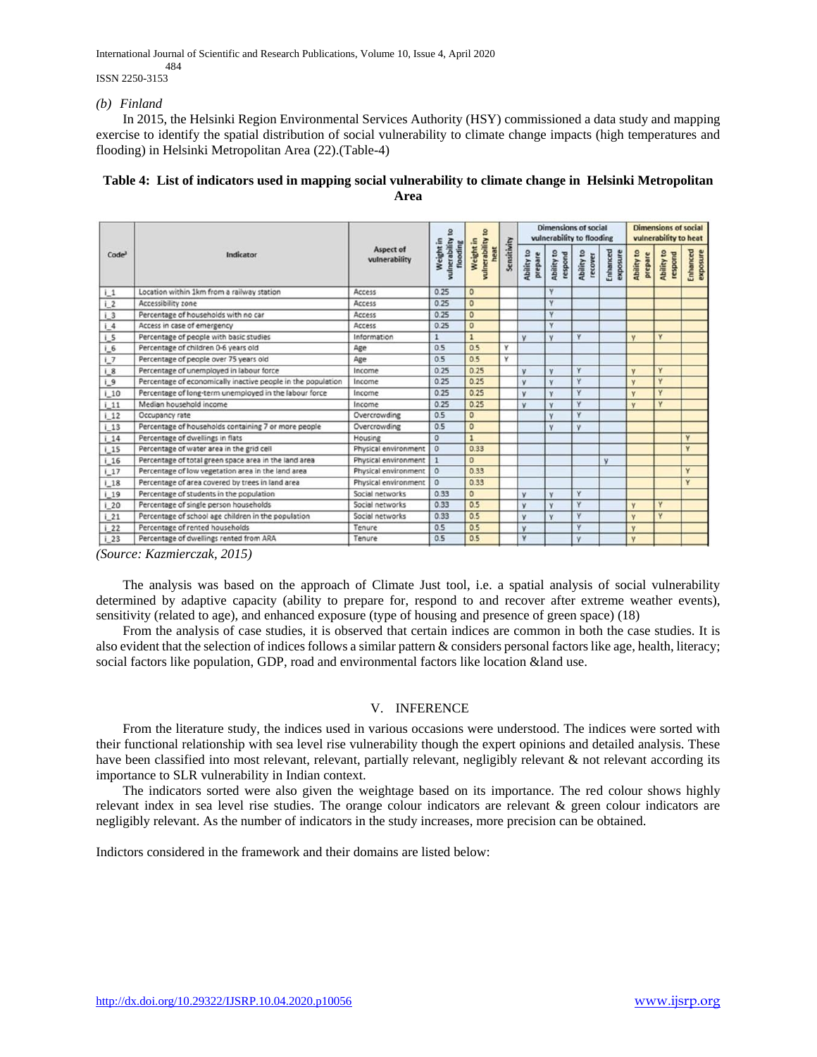*(b) Finland*

In 2015, the Helsinki Region Environmental Services Authority (HSY) commissioned a data study and mapping exercise to identify the spatial distribution of social vulnerability to climate change impacts (high temperatures and flooding) in Helsinki Metropolitan Area (22).(Table-4)

**Table 4: List of indicators used in mapping social vulnerability to climate change in Helsinki Metropolitan Area**

| Code[3] | Indicator | Aspect of vulnerability | Weight in vulnerability to flooding | Weight in vulnerability to heat | Sensitivity | Dimensions of social vulnerability to flooding | | | | Dimensions of social vulnerability to heat | | |
|---|---|---|---|---|---|---|---|---|---|---|---|---|
| | | | | | | Ability to prepare | Ability to respond | Ability to recover | Enhanced exposure | Ability to prepare | Ability to respond | Enhanced exposure |
| i_1 | Location within 1km from a railway station | Access | 0.25 | 0 | | | Y | | | | | |
| i_2 | Accessibility zone | Access | 0.25 | 0 | | | Y | | | | | |
| i_3 | Percentage of households with no car | Access | 0.25 | 0 | | | Y | | | | | |
| i_4 | Access in case of emergency | Access | 0.25 | 0 | | | Y | | | | | |
| i_5 | Percentage of people with basic studies | Information | 1 | 1 | | y | y | Y | | y | Y | |
| i_6 | Percentage of children 0-6 years old | Age | 0.5 | 0.5 | Y | | | | | | | |
| i_7 | Percentage of people over 75 years old | Age | 0.5 | 0.5 | Y | | | | | | | |
| i_8 | Percentage of unemployed in labour force | Income | 0.25 | 0.25 | | y | y | Y | | y | Y | |
| i_9 | Percentage of economically inactive people in the population | Income | 0.25 | 0.25 | | y | y | Y | | y | Y | |
| i_10 | Percentage of long-term unemployed in the labour force | Income | 0.25 | 0.25 | | y | y | Y | | y | Y | |
| i_11 | Median household income | Income | 0.25 | 0.25 | | y | y | Y | | y | Y | |
| i_12 | Occupancy rate | Overcrowding | 0.5 | 0 | | | y | Y | | | | |
| i_13 | Percentage of households containing 7 or more people | Overcrowding | 0.5 | 0 | | | y | y | | | | |
| i_14 | Percentage of dwellings in flats | Housing | 0 | 1 | | | | | | | | Y |
| i_15 | Percentage of water area in the grid cell | Physical environment | 0 | 0.33 | | | | | | | | Y |
| i_16 | Percentage of total green space area in the land area | Physical environment | 1 | 0 | | | | | y | | | |
| i_17 | Percentage of low vegetation area in the land area | Physical environment | 0 | 0.33 | | | | | | | | Y |
| i_18 | Percentage of area covered by trees in land area | Physical environment | 0 | 0.33 | | | | | | | | Y |
| i_19 | Percentage of students in the population | Social networks | 0.33 | 0 | | y | y | Y | | | | |
| i_20 | Percentage of single person households | Social networks | 0.33 | 0.5 | | y | y | Y | | y | Y | |
| i_21 | Percentage of school age children in the population | Social networks | 0.33 | 0.5 | | y | y | Y | | y | Y | |
| i_22 | Percentage of rented households | Tenure | 0.5 | 0.5 | | y | | Y | | y | | |
| i_23 | Percentage of dwellings rented from ARA | Tenure | 0.5 | 0.5 | | Y | | y | | y | | |

*(Source: Kazmierczak, 2015)*

The analysis was based on the approach of Climate Just tool, i.e. a spatial analysis of social vulnerability determined by adaptive capacity (ability to prepare for, respond to and recover after extreme weather events), sensitivity (related to age), and enhanced exposure (type of housing and presence of green space) (18)

From the analysis of case studies, it is observed that certain indices are common in both the case studies. It is also evident that the selection of indices follows a similar pattern & considers personal factors like age, health, literacy; social factors like population, GDP, road and environmental factors like location &land use.

## V. INFERENCE

From the literature study, the indices used in various occasions were understood. The indices were sorted with their functional relationship with sea level rise vulnerability though the expert opinions and detailed analysis. These have been classified into most relevant, relevant, partially relevant, negligibly relevant & not relevant according its importance to SLR vulnerability in Indian context.

The indicators sorted were also given the weightage based on its importance. The red colour shows highly relevant index in sea level rise studies. The orange colour indicators are relevant & green colour indicators are negligibly relevant. As the number of indicators in the study increases, more precision can be obtained.

Indictors considered in the framework and their domains are listed below: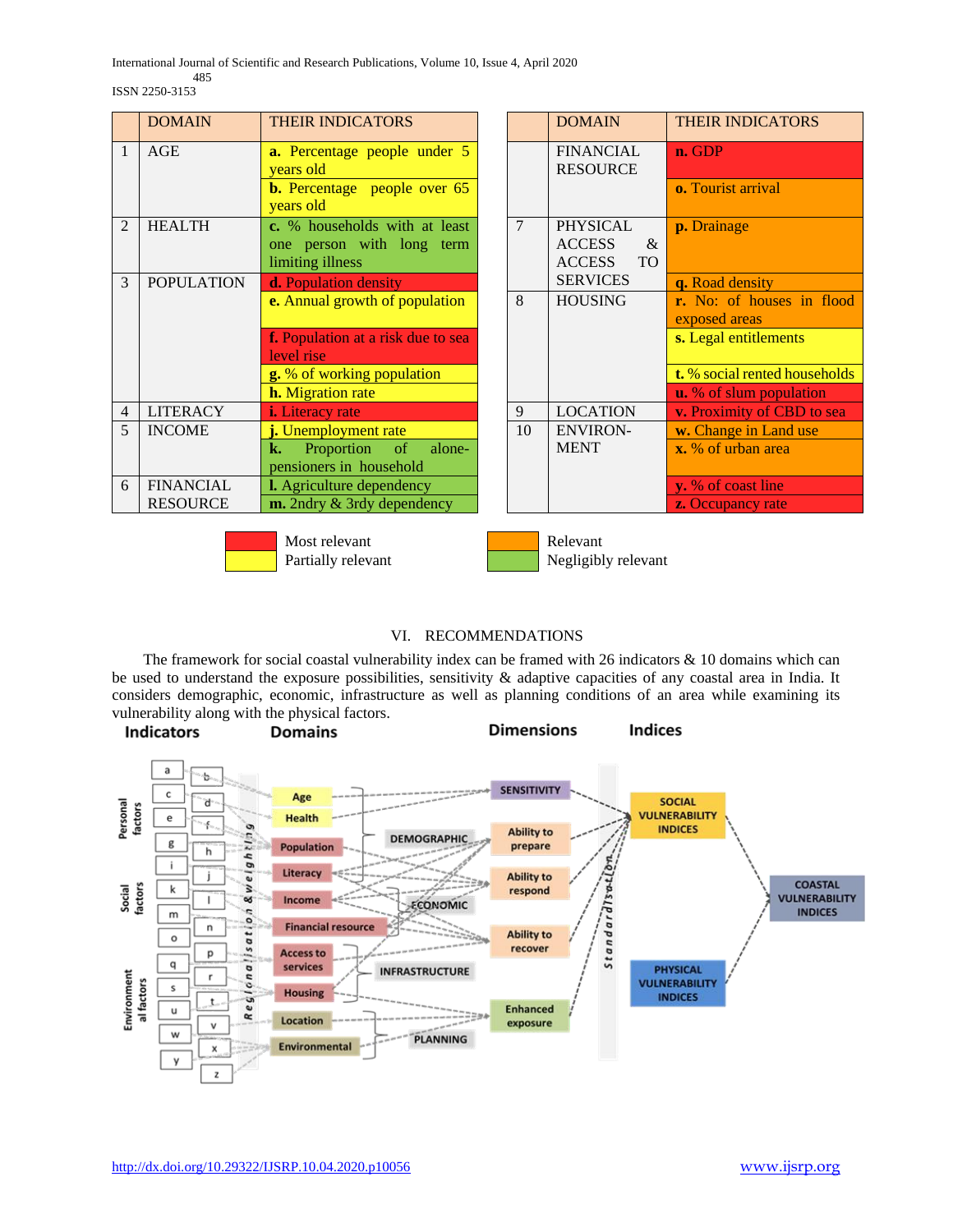| | DOMAIN | THEIR INDICATORS |
|---|---|---|
| 1 | AGE | **a.** Percentage people under 5 years old |
| | | **b.** Percentage people over 65 years old |
| 2 | HEALTH | **c.** % households with at least one person with long term limiting illness |
| 3 | POPULATION | **d.** Population density |
| | | **e.** Annual growth of population |
| | | **f.** Population at a risk due to sea level rise |
| | | **g.** % of working population |
| | | **h.** Migration rate |
| 4 | LITERACY | **i.** Literacy rate |
| 5 | INCOME | **j.** Unemployment rate |
| | | **k.** Proportion of alone-pensioners in household |
| 6 | FINANCIAL RESOURCE | **l.** Agriculture dependency |
| | | **m.** 2ndry & 3rdy dependency |

| | DOMAIN | THEIR INDICATORS |
|---|---|---|
| | FINANCIAL RESOURCE | **n.** GDP |
| | | **o.** Tourist arrival |
| 7 | PHYSICAL ACCESS & ACCESS TO SERVICES | **p.** Drainage |
| | | **q.** Road density |
| 8 | HOUSING | **r.** No: of houses in flood exposed areas |
| | | **s.** Legal entitlements |
| | | **t.** % social rented households |
| | | **u.** % of slum population |
| 9 | LOCATION | **v.** Proximity of CBD to sea |
| 10 | ENVIRON-MENT | **w.** Change in Land use |
| | | **x.** % of urban area |
| | | **y.** % of coast line |
| | | **z.** Occupancy rate |

Most relevant (red): d, f, i, n, u, v, y, z
Relevant (orange): o, p, q, r, w, x
Partially relevant (yellow): a, b, e, g, h, j, s, t
Negligibly relevant (green): c, k, l, m

## VI. RECOMMENDATIONS

The framework for social coastal vulnerability index can be framed with 26 indicators & 10 domains which can be used to understand the exposure possibilities, sensitivity & adaptive capacities of any coastal area in India. It considers demographic, economic, infrastructure as well as planning conditions of an area while examining its vulnerability along with the physical factors.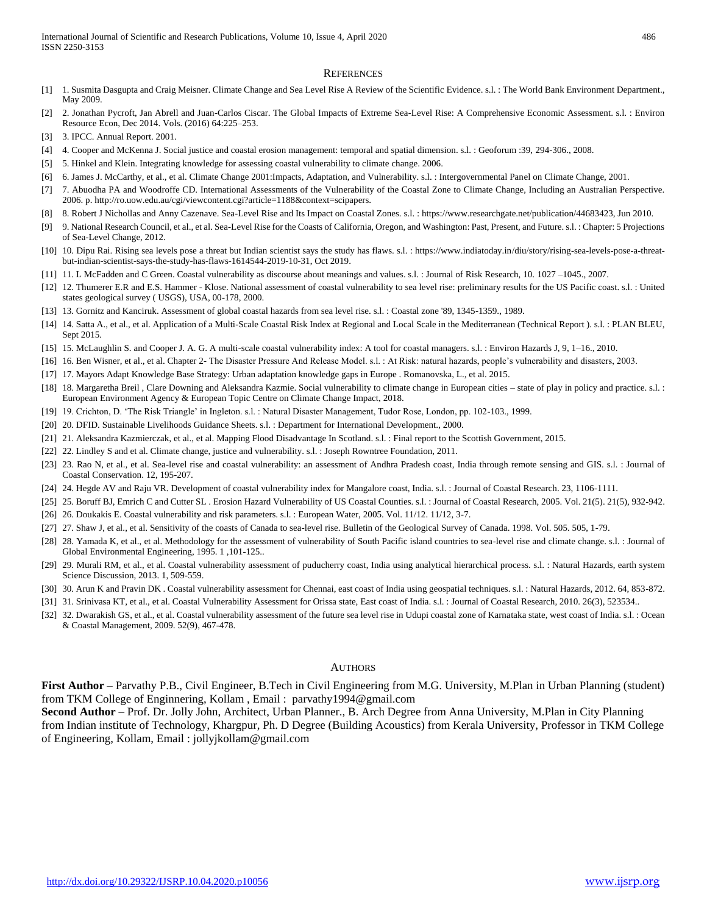## REFERENCES

[1] 1. Susmita Dasgupta and Craig Meisner. Climate Change and Sea Level Rise A Review of the Scientific Evidence. s.l. : The World Bank Environment Department., May 2009.

[2] 2. Jonathan Pycroft, Jan Abrell and Juan-Carlos Ciscar. The Global Impacts of Extreme Sea-Level Rise: A Comprehensive Economic Assessment. s.l. : Environ Resource Econ, Dec 2014. Vols. (2016) 64:225–253.

[3] 3. IPCC. Annual Report. 2001.

[4] 4. Cooper and McKenna J. Social justice and coastal erosion management: temporal and spatial dimension. s.l. : Geoforum :39, 294-306., 2008.

[5] 5. Hinkel and Klein. Integrating knowledge for assessing coastal vulnerability to climate change. 2006.

[6] 6. James J. McCarthy, et al., et al. Climate Change 2001:Impacts, Adaptation, and Vulnerability. s.l. : Intergovernmental Panel on Climate Change, 2001.

[7] 7. Abuodha PA and Woodroffe CD. International Assessments of the Vulnerability of the Coastal Zone to Climate Change, Including an Australian Perspective. 2006. p. http://ro.uow.edu.au/cgi/viewcontent.cgi?article=1188&context=scipapers.

[8] 8. Robert J Nichollas and Anny Cazenave. Sea-Level Rise and Its Impact on Coastal Zones. s.l. : https://www.researchgate.net/publication/44683423, Jun 2010.

[9] 9. National Research Council, et al., et al. Sea-Level Rise for the Coasts of California, Oregon, and Washington: Past, Present, and Future. s.l. : Chapter: 5 Projections of Sea-Level Change, 2012.

[10] 10. Dipu Rai. Rising sea levels pose a threat but Indian scientist says the study has flaws. s.l. : https://www.indiatoday.in/diu/story/rising-sea-levels-pose-a-threat-but-indian-scientist-says-the-study-has-flaws-1614544-2019-10-31, Oct 2019.

[11] 11. L McFadden and C Green. Coastal vulnerability as discourse about meanings and values. s.l. : Journal of Risk Research, 10. 1027 –1045., 2007.

[12] 12. Thumerer E.R and E.S. Hammer - Klose. National assessment of coastal vulnerability to sea level rise: preliminary results for the US Pacific coast. s.l. : United states geological survey ( USGS), USA, 00-178, 2000.

[13] 13. Gornitz and Kanciruk. Assessment of global coastal hazards from sea level rise. s.l. : Coastal zone '89, 1345-1359., 1989.

[14] 14. Satta A., et al., et al. Application of a Multi-Scale Coastal Risk Index at Regional and Local Scale in the Mediterranean (Technical Report ). s.l. : PLAN BLEU, Sept 2015.

[15] 15. McLaughlin S. and Cooper J. A. G. A multi-scale coastal vulnerability index: A tool for coastal managers. s.l. : Environ Hazards J, 9, 1–16., 2010.

[16] 16. Ben Wisner, et al., et al. Chapter 2- The Disaster Pressure And Release Model. s.l. : At Risk: natural hazards, people's vulnerability and disasters, 2003.

[17] 17. Mayors Adapt Knowledge Base Strategy: Urban adaptation knowledge gaps in Europe . Romanovska, L., et al. 2015.

[18] 18. Margaretha Breil , Clare Downing and Aleksandra Kazmie. Social vulnerability to climate change in European cities – state of play in policy and practice. s.l. : European Environment Agency & European Topic Centre on Climate Change Impact, 2018.

[19] 19. Crichton, D. 'The Risk Triangle' in Ingleton. s.l. : Natural Disaster Management, Tudor Rose, London, pp. 102-103., 1999.

[20] 20. DFID. Sustainable Livelihoods Guidance Sheets. s.l. : Department for International Development., 2000.

[21] 21. Aleksandra Kazmierczak, et al., et al. Mapping Flood Disadvantage In Scotland. s.l. : Final report to the Scottish Government, 2015.

[22] 22. Lindley S and et al. Climate change, justice and vulnerability. s.l. : Joseph Rowntree Foundation, 2011.

[23] 23. Rao N, et al., et al. Sea-level rise and coastal vulnerability: an assessment of Andhra Pradesh coast, India through remote sensing and GIS. s.l. : Journal of Coastal Conservation. 12, 195-207.

[24] 24. Hegde AV and Raju VR. Development of coastal vulnerability index for Mangalore coast, India. s.l. : Journal of Coastal Research. 23, 1106-1111.

[25] 25. Boruff BJ, Emrich C and Cutter SL . Erosion Hazard Vulnerability of US Coastal Counties. s.l. : Journal of Coastal Research, 2005. Vol. 21(5). 21(5), 932-942.

[26] 26. Doukakis E. Coastal vulnerability and risk parameters. s.l. : European Water, 2005. Vol. 11/12. 11/12, 3-7.

[27] 27. Shaw J, et al., et al. Sensitivity of the coasts of Canada to sea-level rise. Bulletin of the Geological Survey of Canada. 1998. Vol. 505. 505, 1-79.

[28] 28. Yamada K, et al., et al. Methodology for the assessment of vulnerability of South Pacific island countries to sea-level rise and climate change. s.l. : Journal of Global Environmental Engineering, 1995. 1 ,101-125..

[29] 29. Murali RM, et al., et al. Coastal vulnerability assessment of puducherry coast, India using analytical hierarchical process. s.l. : Natural Hazards, earth system Science Discussion, 2013. 1, 509-559.

[30] 30. Arun K and Pravin DK . Coastal vulnerability assessment for Chennai, east coast of India using geospatial techniques. s.l. : Natural Hazards, 2012. 64, 853-872.

[31] 31. Srinivasa KT, et al., et al. Coastal Vulnerability Assessment for Orissa state, East coast of India. s.l. : Journal of Coastal Research, 2010. 26(3), 523534..

[32] 32. Dwarakish GS, et al., et al. Coastal vulnerability assessment of the future sea level rise in Udupi coastal zone of Karnataka state, west coast of India. s.l. : Ocean & Coastal Management, 2009. 52(9), 467-478.

## AUTHORS

**First Author** – Parvathy P.B., Civil Engineer, B.Tech in Civil Engineering from M.G. University, M.Plan in Urban Planning (student) from TKM College of Enginnering, Kollam , Email : parvathy1994@gmail.com

**Second Author** – Prof. Dr. Jolly John, Architect, Urban Planner., B. Arch Degree from Anna University, M.Plan in City Planning from Indian institute of Technology, Khargpur, Ph. D Degree (Building Acoustics) from Kerala University, Professor in TKM College of Engineering, Kollam, Email : jollyjkollam@gmail.com